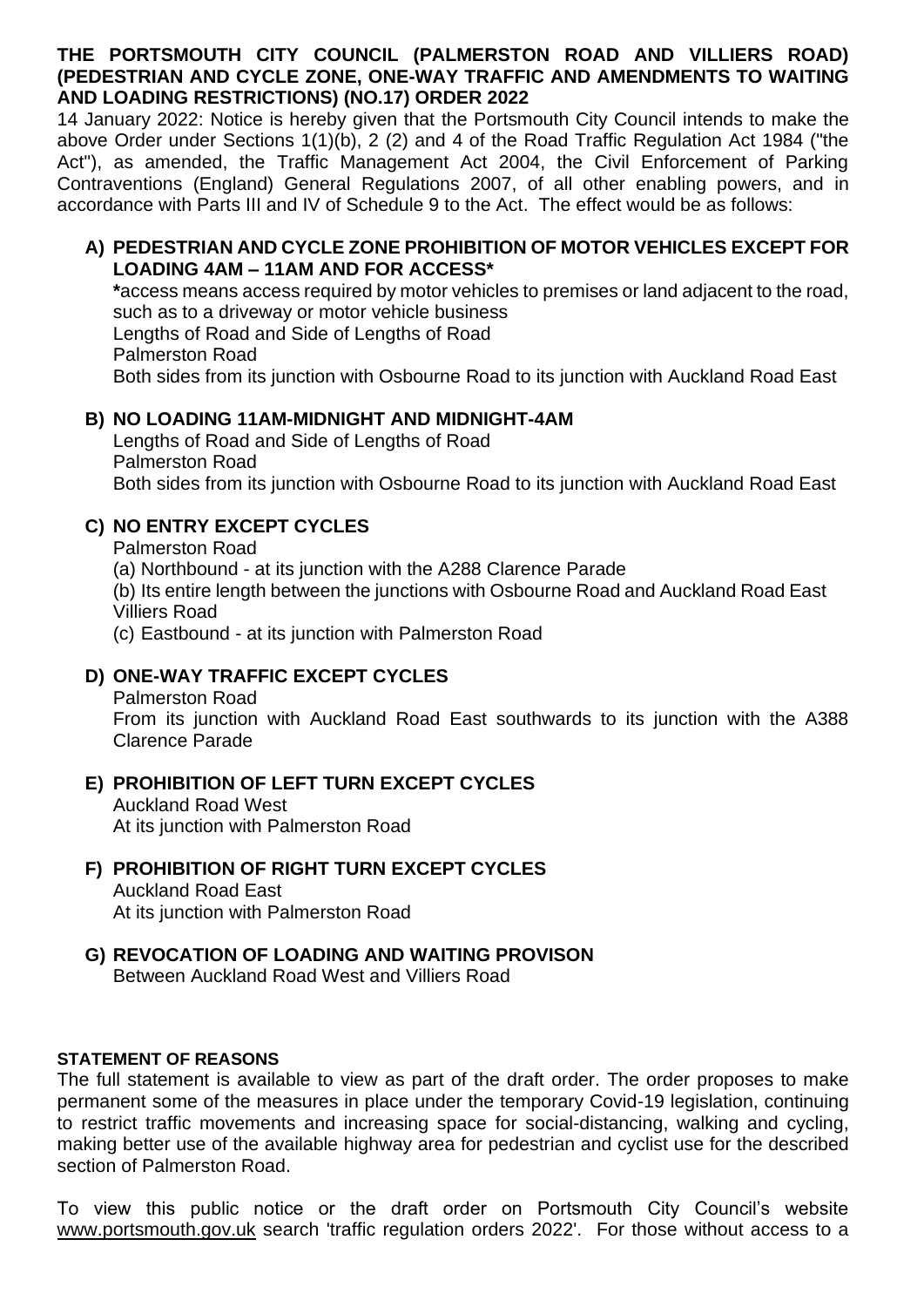**THE PORTSMOUTH CITY COUNCIL (PALMERSTON ROAD AND VILLIERS ROAD) (PEDESTRIAN AND CYCLE ZONE, ONE-WAY TRAFFIC AND AMENDMENTS TO WAITING AND LOADING RESTRICTIONS) (NO.17) ORDER 2022**

14 January 2022: Notice is hereby given that the Portsmouth City Council intends to make the above Order under Sections 1(1)(b), 2 (2) and 4 of the Road Traffic Regulation Act 1984 ("the Act"), as amended, the Traffic Management Act 2004, the Civil Enforcement of Parking Contraventions (England) General Regulations 2007, of all other enabling powers, and in accordance with Parts III and IV of Schedule 9 to the Act. The effect would be as follows:

**A) PEDESTRIAN AND CYCLE ZONE PROHIBITION OF MOTOR VEHICLES EXCEPT FOR LOADING 4AM – 11AM AND FOR ACCESS***

**\***access means access required by motor vehicles to premises or land adjacent to the road, such as to a driveway or motor vehicle business

Lengths of Road and Side of Lengths of Road

Palmerston Road

Both sides from its junction with Osbourne Road to its junction with Auckland Road East

**B) NO LOADING 11AM-MIDNIGHT AND MIDNIGHT-4AM**

Lengths of Road and Side of Lengths of Road

Palmerston Road

Both sides from its junction with Osbourne Road to its junction with Auckland Road East

**C) NO ENTRY EXCEPT CYCLES**

Palmerston Road

(a) Northbound - at its junction with the A288 Clarence Parade

(b) Its entire length between the junctions with Osbourne Road and Auckland Road East

Villiers Road

(c) Eastbound - at its junction with Palmerston Road

**D) ONE-WAY TRAFFIC EXCEPT CYCLES**

Palmerston Road

From its junction with Auckland Road East southwards to its junction with the A388 Clarence Parade

**E) PROHIBITION OF LEFT TURN EXCEPT CYCLES**

Auckland Road West

At its junction with Palmerston Road

**F) PROHIBITION OF RIGHT TURN EXCEPT CYCLES**

Auckland Road East

At its junction with Palmerston Road

**G) REVOCATION OF LOADING AND WAITING PROVISON**

Between Auckland Road West and Villiers Road

**STATEMENT OF REASONS**

The full statement is available to view as part of the draft order. The order proposes to make permanent some of the measures in place under the temporary Covid-19 legislation, continuing to restrict traffic movements and increasing space for social-distancing, walking and cycling, making better use of the available highway area for pedestrian and cyclist use for the described section of Palmerston Road.

To view this public notice or the draft order on Portsmouth City Council's website www.portsmouth.gov.uk search 'traffic regulation orders 2022'. For those without access to a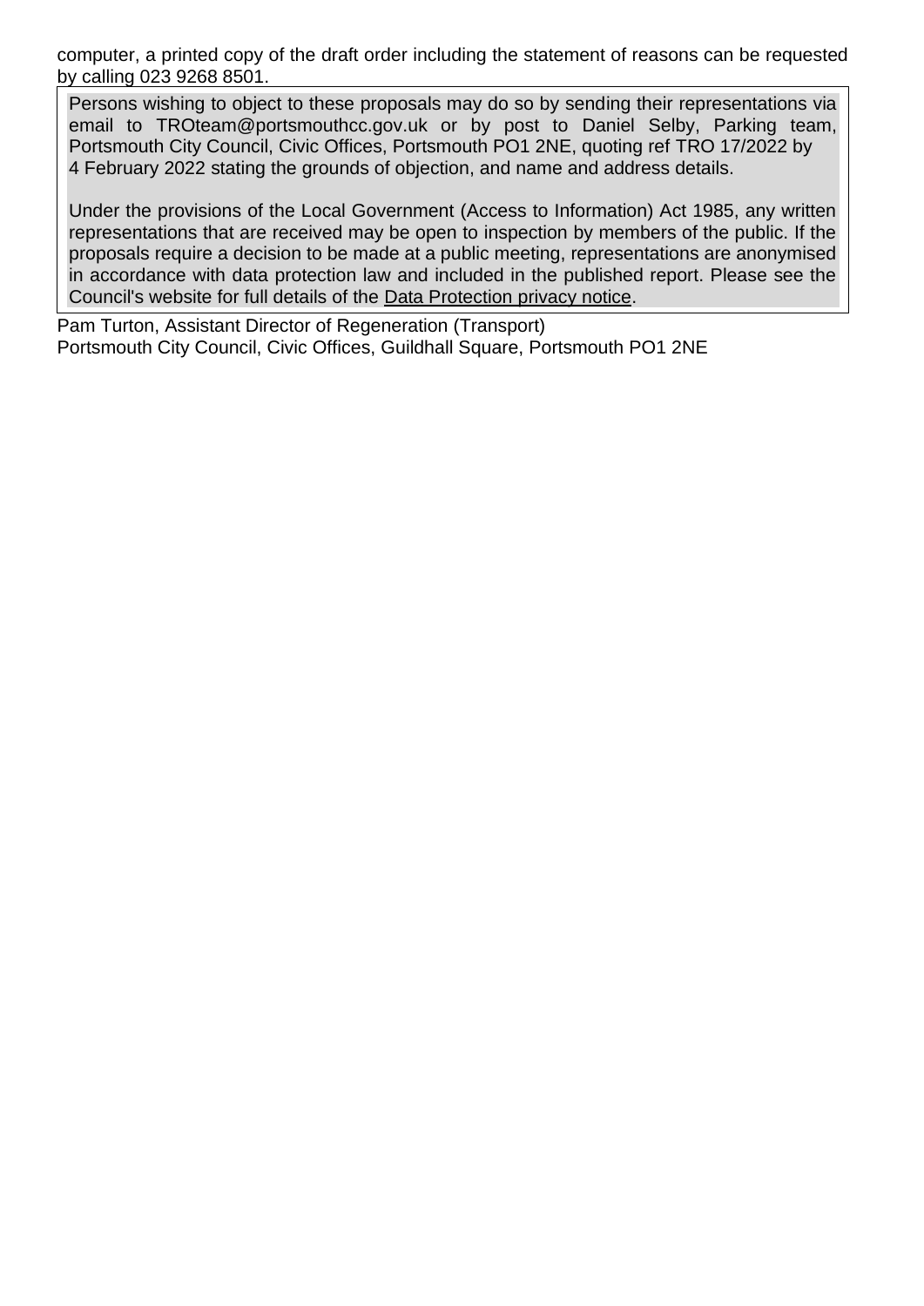computer, a printed copy of the draft order including the statement of reasons can be requested by calling 023 9268 8501.

Persons wishing to object to these proposals may do so by sending their representations via email to TROteam@portsmouthcc.gov.uk or by post to Daniel Selby, Parking team, Portsmouth City Council, Civic Offices, Portsmouth PO1 2NE, quoting ref TRO 17/2022 by 4 February 2022 stating the grounds of objection, and name and address details.

Under the provisions of the Local Government (Access to Information) Act 1985, any written representations that are received may be open to inspection by members of the public. If the proposals require a decision to be made at a public meeting, representations are anonymised in accordance with data protection law and included in the published report. Please see the Council's website for full details of the Data Protection privacy notice.

Pam Turton, Assistant Director of Regeneration (Transport)
Portsmouth City Council, Civic Offices, Guildhall Square, Portsmouth PO1 2NE